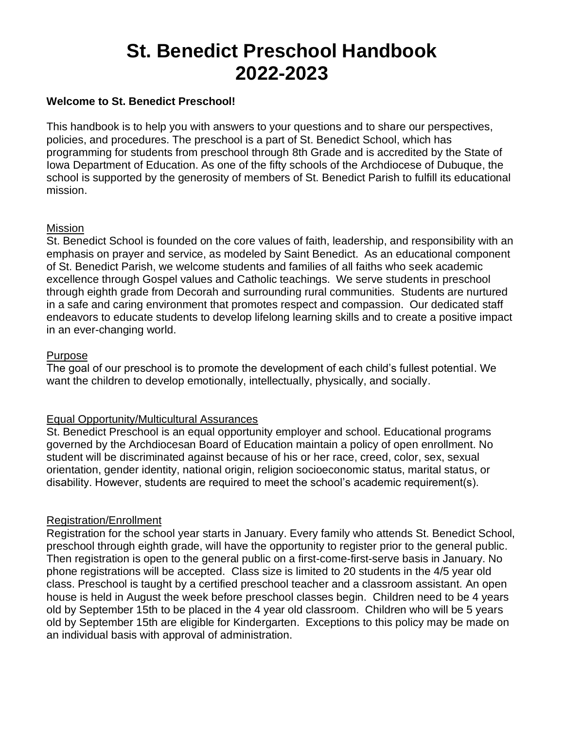# St. Benedict Preschool Handbook 2022-2023

**Welcome to St. Benedict Preschool!**

This handbook is to help you with answers to your questions and to share our perspectives, policies, and procedures. The preschool is a part of St. Benedict School, which has programming for students from preschool through 8th Grade and is accredited by the State of Iowa Department of Education. As one of the fifty schools of the Archdiocese of Dubuque, the school is supported by the generosity of members of St. Benedict Parish to fulfill its educational mission.

## Mission

St. Benedict School is founded on the core values of faith, leadership, and responsibility with an emphasis on prayer and service, as modeled by Saint Benedict. As an educational component of St. Benedict Parish, we welcome students and families of all faiths who seek academic excellence through Gospel values and Catholic teachings. We serve students in preschool through eighth grade from Decorah and surrounding rural communities. Students are nurtured in a safe and caring environment that promotes respect and compassion. Our dedicated staff endeavors to educate students to develop lifelong learning skills and to create a positive impact in an ever-changing world.

## Purpose

The goal of our preschool is to promote the development of each child's fullest potential. We want the children to develop emotionally, intellectually, physically, and socially.

## Equal Opportunity/Multicultural Assurances

St. Benedict Preschool is an equal opportunity employer and school. Educational programs governed by the Archdiocesan Board of Education maintain a policy of open enrollment. No student will be discriminated against because of his or her race, creed, color, sex, sexual orientation, gender identity, national origin, religion socioeconomic status, marital status, or disability. However, students are required to meet the school's academic requirement(s).

## Registration/Enrollment

Registration for the school year starts in January. Every family who attends St. Benedict School, preschool through eighth grade, will have the opportunity to register prior to the general public. Then registration is open to the general public on a first-come-first-serve basis in January. No phone registrations will be accepted. Class size is limited to 20 students in the 4/5 year old class. Preschool is taught by a certified preschool teacher and a classroom assistant. An open house is held in August the week before preschool classes begin. Children need to be 4 years old by September 15th to be placed in the 4 year old classroom. Children who will be 5 years old by September 15th are eligible for Kindergarten. Exceptions to this policy may be made on an individual basis with approval of administration.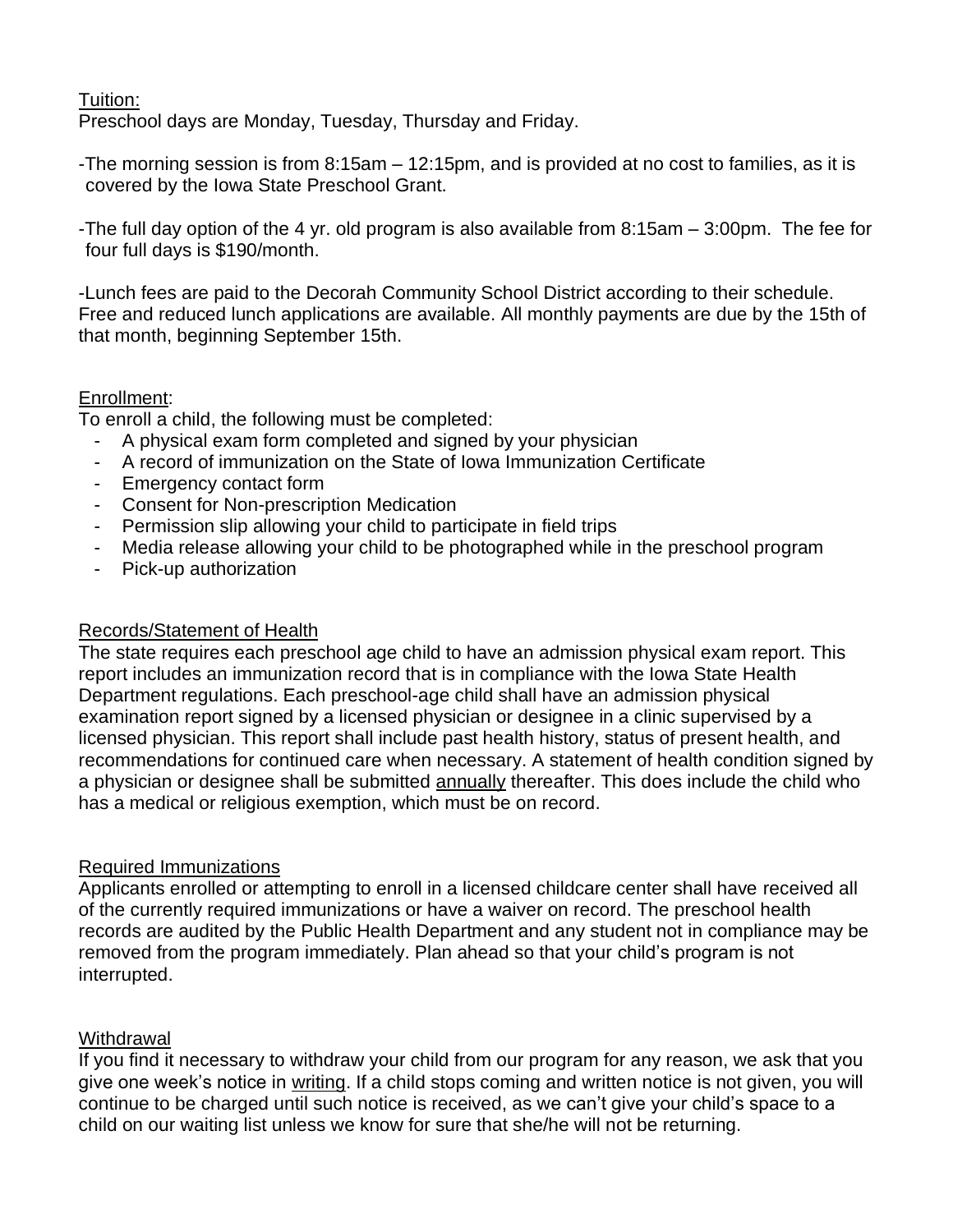## Tuition:

Preschool days are Monday, Tuesday, Thursday and Friday.

-The morning session is from 8:15am – 12:15pm, and is provided at no cost to families, as it is covered by the Iowa State Preschool Grant.

-The full day option of the 4 yr. old program is also available from 8:15am – 3:00pm. The fee for four full days is $190/month.

-Lunch fees are paid to the Decorah Community School District according to their schedule. Free and reduced lunch applications are available. All monthly payments are due by the 15th of that month, beginning September 15th.

## Enrollment:

To enroll a child, the following must be completed:

- A physical exam form completed and signed by your physician
- A record of immunization on the State of Iowa Immunization Certificate
- Emergency contact form
- Consent for Non-prescription Medication
- Permission slip allowing your child to participate in field trips
- Media release allowing your child to be photographed while in the preschool program
- Pick-up authorization

## Records/Statement of Health

The state requires each preschool age child to have an admission physical exam report. This report includes an immunization record that is in compliance with the Iowa State Health Department regulations. Each preschool-age child shall have an admission physical examination report signed by a licensed physician or designee in a clinic supervised by a licensed physician. This report shall include past health history, status of present health, and recommendations for continued care when necessary. A statement of health condition signed by a physician or designee shall be submitted annually thereafter. This does include the child who has a medical or religious exemption, which must be on record.

## Required Immunizations

Applicants enrolled or attempting to enroll in a licensed childcare center shall have received all of the currently required immunizations or have a waiver on record. The preschool health records are audited by the Public Health Department and any student not in compliance may be removed from the program immediately. Plan ahead so that your child's program is not interrupted.

## Withdrawal

If you find it necessary to withdraw your child from our program for any reason, we ask that you give one week's notice in writing. If a child stops coming and written notice is not given, you will continue to be charged until such notice is received, as we can't give your child's space to a child on our waiting list unless we know for sure that she/he will not be returning.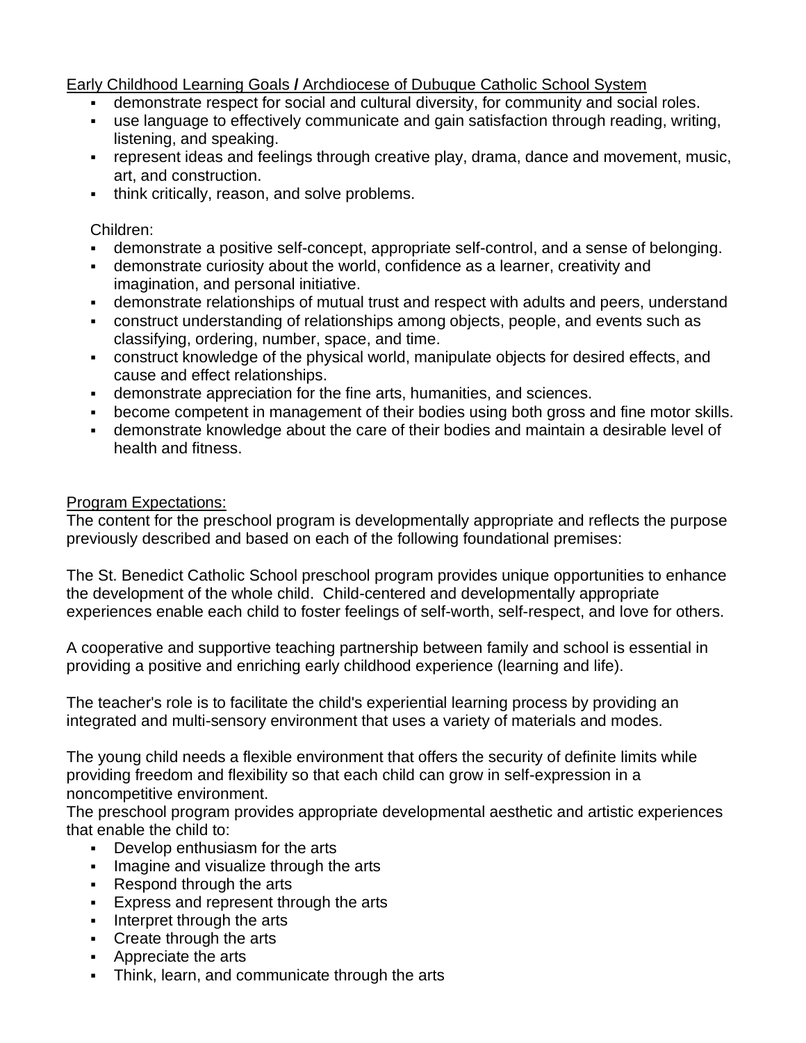Early Childhood Learning Goals / Archdiocese of Dubuque Catholic School System

- demonstrate respect for social and cultural diversity, for community and social roles.
- use language to effectively communicate and gain satisfaction through reading, writing, listening, and speaking.
- represent ideas and feelings through creative play, drama, dance and movement, music, art, and construction.
- think critically, reason, and solve problems.

Children:

- demonstrate a positive self-concept, appropriate self-control, and a sense of belonging.
- demonstrate curiosity about the world, confidence as a learner, creativity and imagination, and personal initiative.
- demonstrate relationships of mutual trust and respect with adults and peers, understand
- construct understanding of relationships among objects, people, and events such as classifying, ordering, number, space, and time.
- construct knowledge of the physical world, manipulate objects for desired effects, and cause and effect relationships.
- demonstrate appreciation for the fine arts, humanities, and sciences.
- become competent in management of their bodies using both gross and fine motor skills.
- demonstrate knowledge about the care of their bodies and maintain a desirable level of health and fitness.

Program Expectations:

The content for the preschool program is developmentally appropriate and reflects the purpose previously described and based on each of the following foundational premises:

The St. Benedict Catholic School preschool program provides unique opportunities to enhance the development of the whole child. Child-centered and developmentally appropriate experiences enable each child to foster feelings of self-worth, self-respect, and love for others.

A cooperative and supportive teaching partnership between family and school is essential in providing a positive and enriching early childhood experience (learning and life).

The teacher's role is to facilitate the child's experiential learning process by providing an integrated and multi-sensory environment that uses a variety of materials and modes.

The young child needs a flexible environment that offers the security of definite limits while providing freedom and flexibility so that each child can grow in self-expression in a noncompetitive environment.

The preschool program provides appropriate developmental aesthetic and artistic experiences that enable the child to:

- Develop enthusiasm for the arts
- Imagine and visualize through the arts
- Respond through the arts
- Express and represent through the arts
- Interpret through the arts
- Create through the arts
- Appreciate the arts
- Think, learn, and communicate through the arts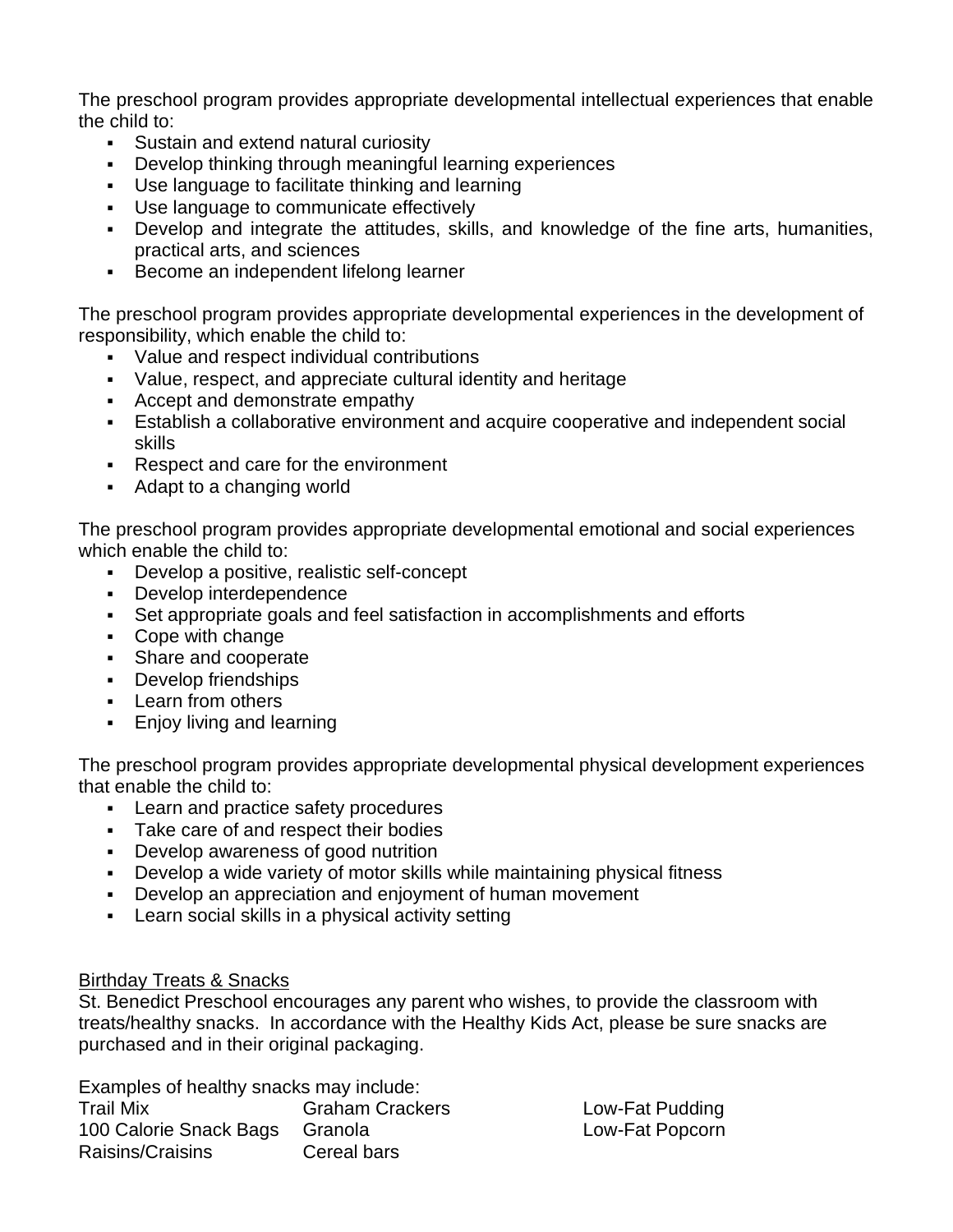The preschool program provides appropriate developmental intellectual experiences that enable the child to:

- Sustain and extend natural curiosity
- Develop thinking through meaningful learning experiences
- Use language to facilitate thinking and learning
- Use language to communicate effectively
- Develop and integrate the attitudes, skills, and knowledge of the fine arts, humanities, practical arts, and sciences
- Become an independent lifelong learner

The preschool program provides appropriate developmental experiences in the development of responsibility, which enable the child to:

- Value and respect individual contributions
- Value, respect, and appreciate cultural identity and heritage
- Accept and demonstrate empathy
- Establish a collaborative environment and acquire cooperative and independent social skills
- Respect and care for the environment
- Adapt to a changing world

The preschool program provides appropriate developmental emotional and social experiences which enable the child to:

- Develop a positive, realistic self-concept
- Develop interdependence
- Set appropriate goals and feel satisfaction in accomplishments and efforts
- Cope with change
- Share and cooperate
- Develop friendships
- Learn from others
- Enjoy living and learning

The preschool program provides appropriate developmental physical development experiences that enable the child to:

- Learn and practice safety procedures
- Take care of and respect their bodies
- Develop awareness of good nutrition
- Develop a wide variety of motor skills while maintaining physical fitness
- Develop an appreciation and enjoyment of human movement
- Learn social skills in a physical activity setting

<u>Birthday Treats & Snacks</u>

St. Benedict Preschool encourages any parent who wishes, to provide the classroom with treats/healthy snacks. In accordance with the Healthy Kids Act, please be sure snacks are purchased and in their original packaging.

Examples of healthy snacks may include:

| | | |
|---|---|---|
| Trail Mix | Graham Crackers | Low-Fat Pudding |
| 100 Calorie Snack Bags | Granola | Low-Fat Popcorn |
| Raisins/Craisins | Cereal bars | |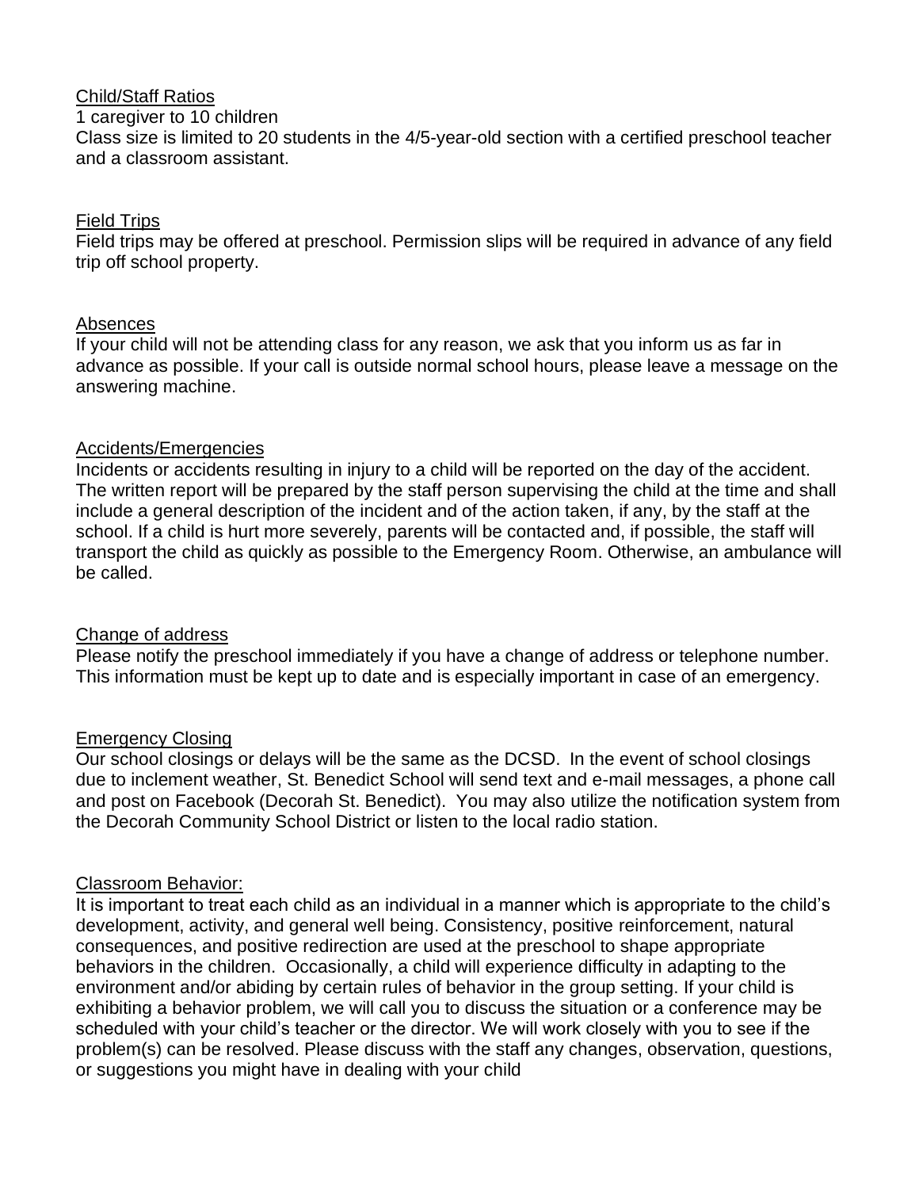## Child/Staff Ratios

1 caregiver to 10 children

Class size is limited to 20 students in the 4/5-year-old section with a certified preschool teacher and a classroom assistant.

## Field Trips

Field trips may be offered at preschool. Permission slips will be required in advance of any field trip off school property.

## Absences

If your child will not be attending class for any reason, we ask that you inform us as far in advance as possible. If your call is outside normal school hours, please leave a message on the answering machine.

## Accidents/Emergencies

Incidents or accidents resulting in injury to a child will be reported on the day of the accident. The written report will be prepared by the staff person supervising the child at the time and shall include a general description of the incident and of the action taken, if any, by the staff at the school. If a child is hurt more severely, parents will be contacted and, if possible, the staff will transport the child as quickly as possible to the Emergency Room. Otherwise, an ambulance will be called.

## Change of address

Please notify the preschool immediately if you have a change of address or telephone number. This information must be kept up to date and is especially important in case of an emergency.

## Emergency Closing

Our school closings or delays will be the same as the DCSD. In the event of school closings due to inclement weather, St. Benedict School will send text and e-mail messages, a phone call and post on Facebook (Decorah St. Benedict). You may also utilize the notification system from the Decorah Community School District or listen to the local radio station.

## Classroom Behavior:

It is important to treat each child as an individual in a manner which is appropriate to the child's development, activity, and general well being. Consistency, positive reinforcement, natural consequences, and positive redirection are used at the preschool to shape appropriate behaviors in the children. Occasionally, a child will experience difficulty in adapting to the environment and/or abiding by certain rules of behavior in the group setting. If your child is exhibiting a behavior problem, we will call you to discuss the situation or a conference may be scheduled with your child's teacher or the director. We will work closely with you to see if the problem(s) can be resolved. Please discuss with the staff any changes, observation, questions, or suggestions you might have in dealing with your child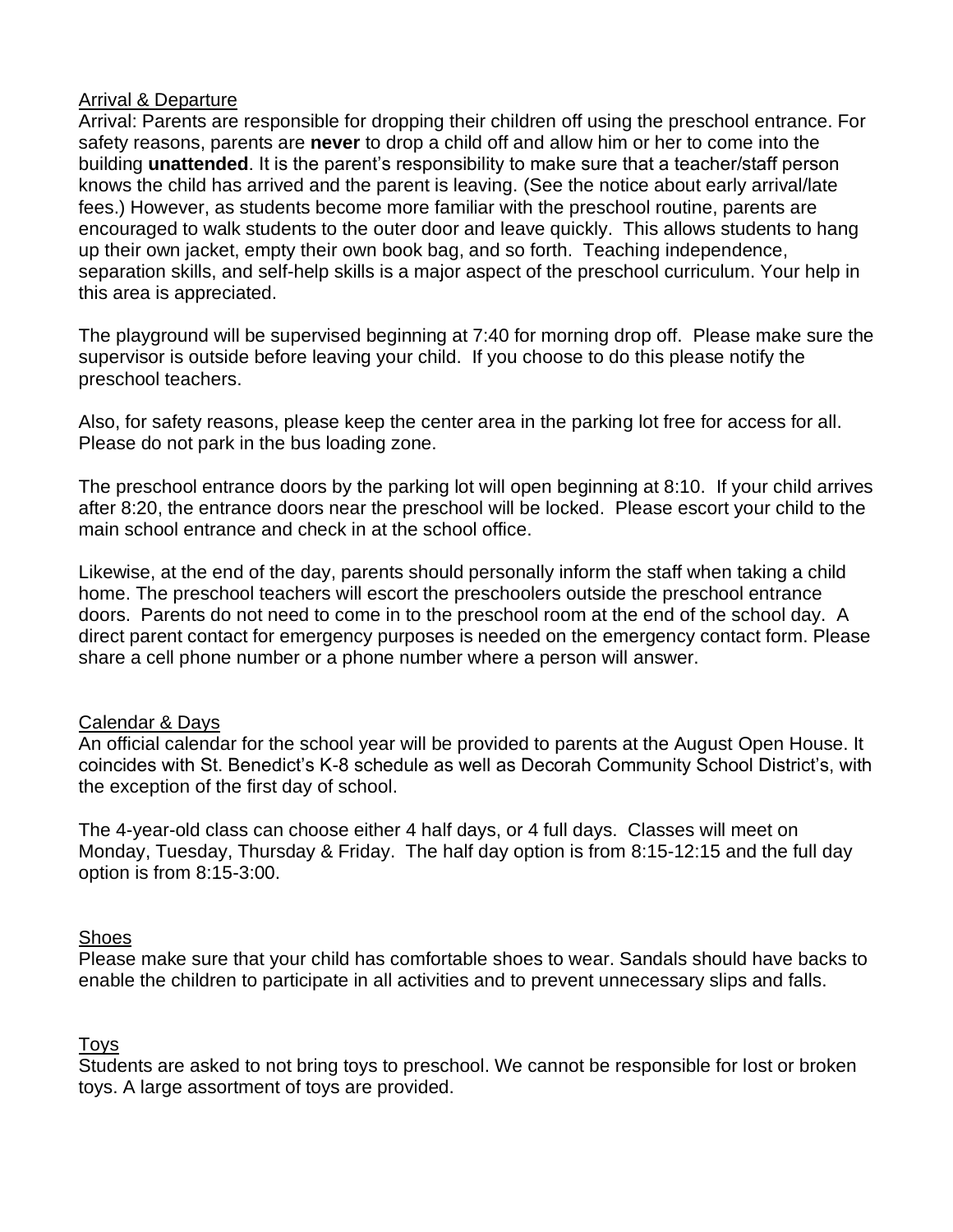## Arrival & Departure

Arrival: Parents are responsible for dropping their children off using the preschool entrance. For safety reasons, parents are **never** to drop a child off and allow him or her to come into the building **unattended**. It is the parent's responsibility to make sure that a teacher/staff person knows the child has arrived and the parent is leaving. (See the notice about early arrival/late fees.) However, as students become more familiar with the preschool routine, parents are encouraged to walk students to the outer door and leave quickly. This allows students to hang up their own jacket, empty their own book bag, and so forth. Teaching independence, separation skills, and self-help skills is a major aspect of the preschool curriculum. Your help in this area is appreciated.

The playground will be supervised beginning at 7:40 for morning drop off. Please make sure the supervisor is outside before leaving your child. If you choose to do this please notify the preschool teachers.

Also, for safety reasons, please keep the center area in the parking lot free for access for all. Please do not park in the bus loading zone.

The preschool entrance doors by the parking lot will open beginning at 8:10. If your child arrives after 8:20, the entrance doors near the preschool will be locked. Please escort your child to the main school entrance and check in at the school office.

Likewise, at the end of the day, parents should personally inform the staff when taking a child home. The preschool teachers will escort the preschoolers outside the preschool entrance doors. Parents do not need to come in to the preschool room at the end of the school day. A direct parent contact for emergency purposes is needed on the emergency contact form. Please share a cell phone number or a phone number where a person will answer.

## Calendar & Days

An official calendar for the school year will be provided to parents at the August Open House. It coincides with St. Benedict's K-8 schedule as well as Decorah Community School District's, with the exception of the first day of school.

The 4-year-old class can choose either 4 half days, or 4 full days. Classes will meet on Monday, Tuesday, Thursday & Friday. The half day option is from 8:15-12:15 and the full day option is from 8:15-3:00.

## Shoes

Please make sure that your child has comfortable shoes to wear. Sandals should have backs to enable the children to participate in all activities and to prevent unnecessary slips and falls.

## Toys

Students are asked to not bring toys to preschool. We cannot be responsible for lost or broken toys. A large assortment of toys are provided.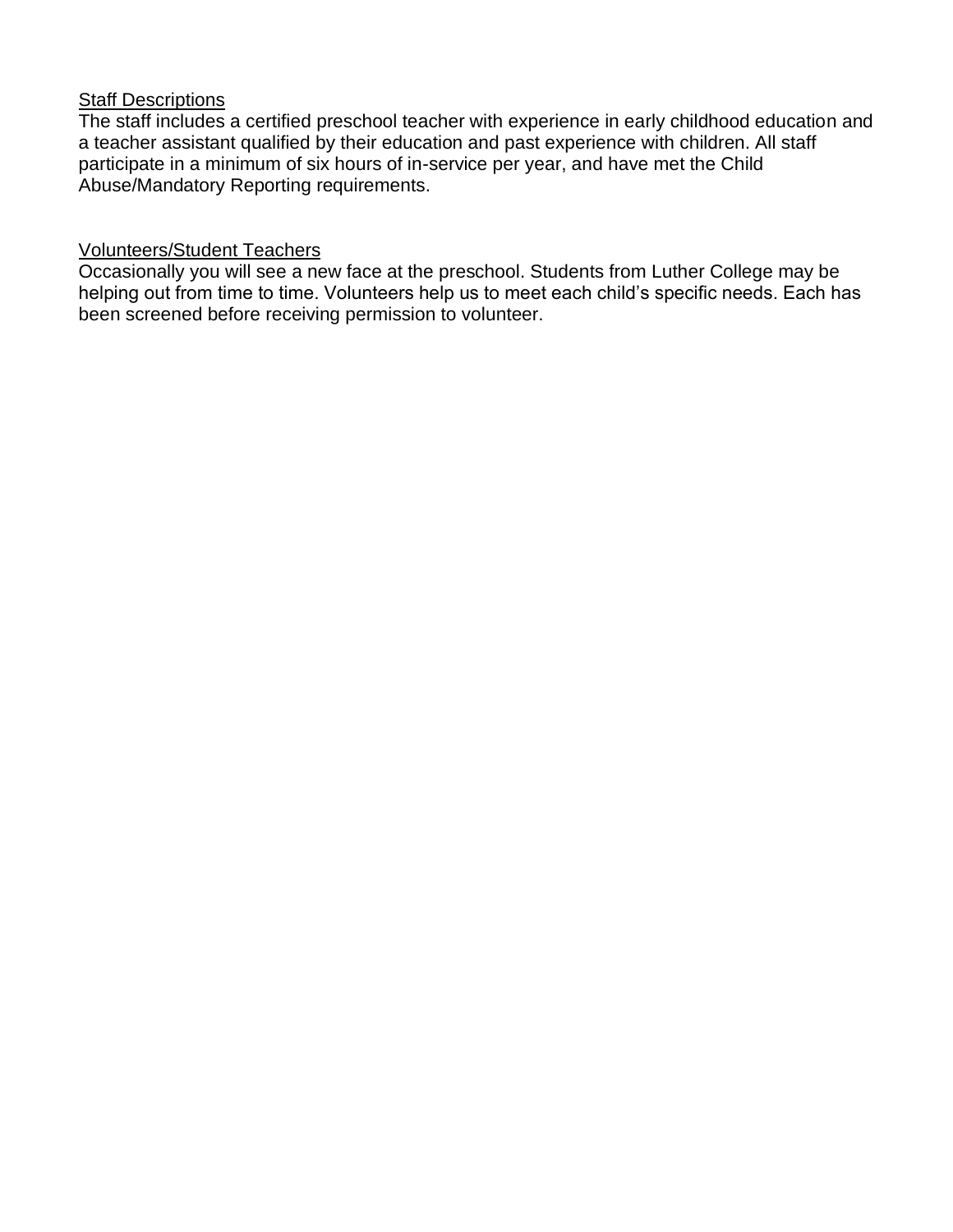## Staff Descriptions

The staff includes a certified preschool teacher with experience in early childhood education and a teacher assistant qualified by their education and past experience with children. All staff participate in a minimum of six hours of in-service per year, and have met the Child Abuse/Mandatory Reporting requirements.

## Volunteers/Student Teachers

Occasionally you will see a new face at the preschool. Students from Luther College may be helping out from time to time. Volunteers help us to meet each child's specific needs. Each has been screened before receiving permission to volunteer.